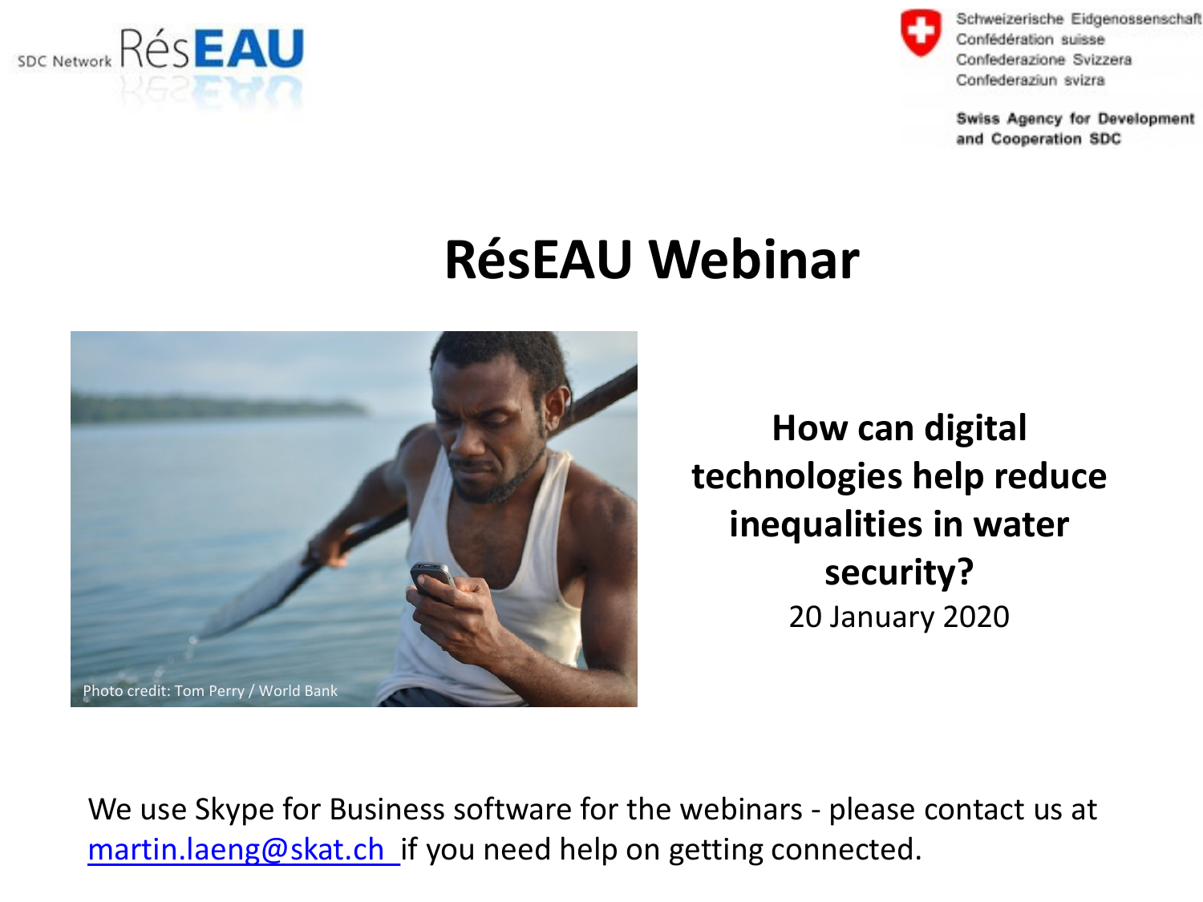SDC Network RésEAU

Schweizerische Eidgenossenschaft
Confédération suisse
Confederazione Svizzera
Confederaziun svizra

**Swiss Agency for Development and Cooperation SDC**

# RésEAU Webinar

Photo credit: Tom Perry / World Bank

**How can digital technologies help reduce inequalities in water security?**

20 January 2020

We use Skype for Business software for the webinars - please contact us at martin.laeng@skat.ch if you need help on getting connected.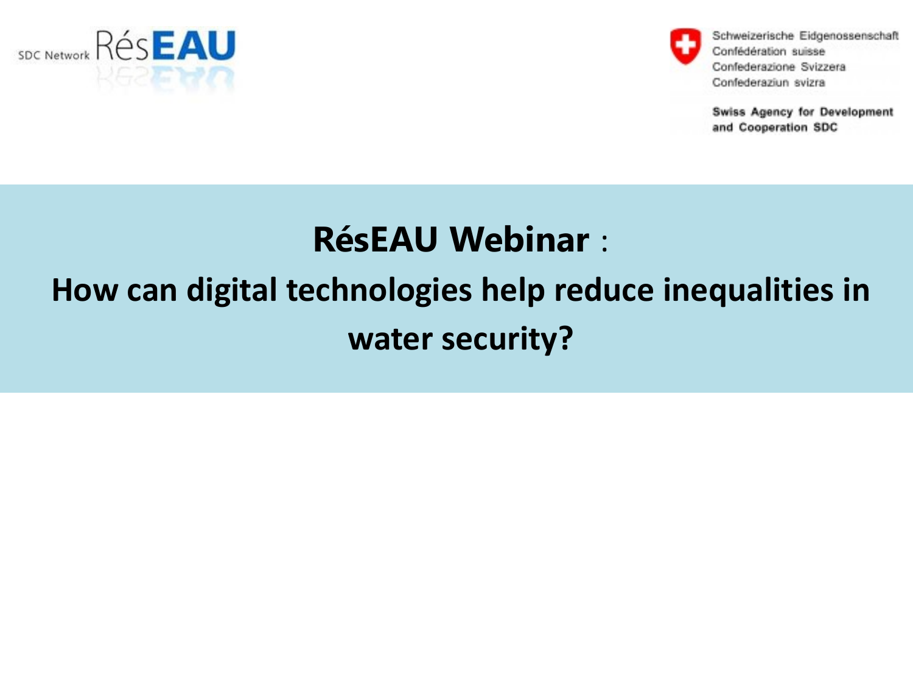SDC Network RésEAU

Schweizerische Eidgenossenschaft
Confédération suisse
Confederazione Svizzera
Confederaziun svizra

Swiss Agency for Development and Cooperation SDC

# RésEAU Webinar :

# How can digital technologies help reduce inequalities in water security?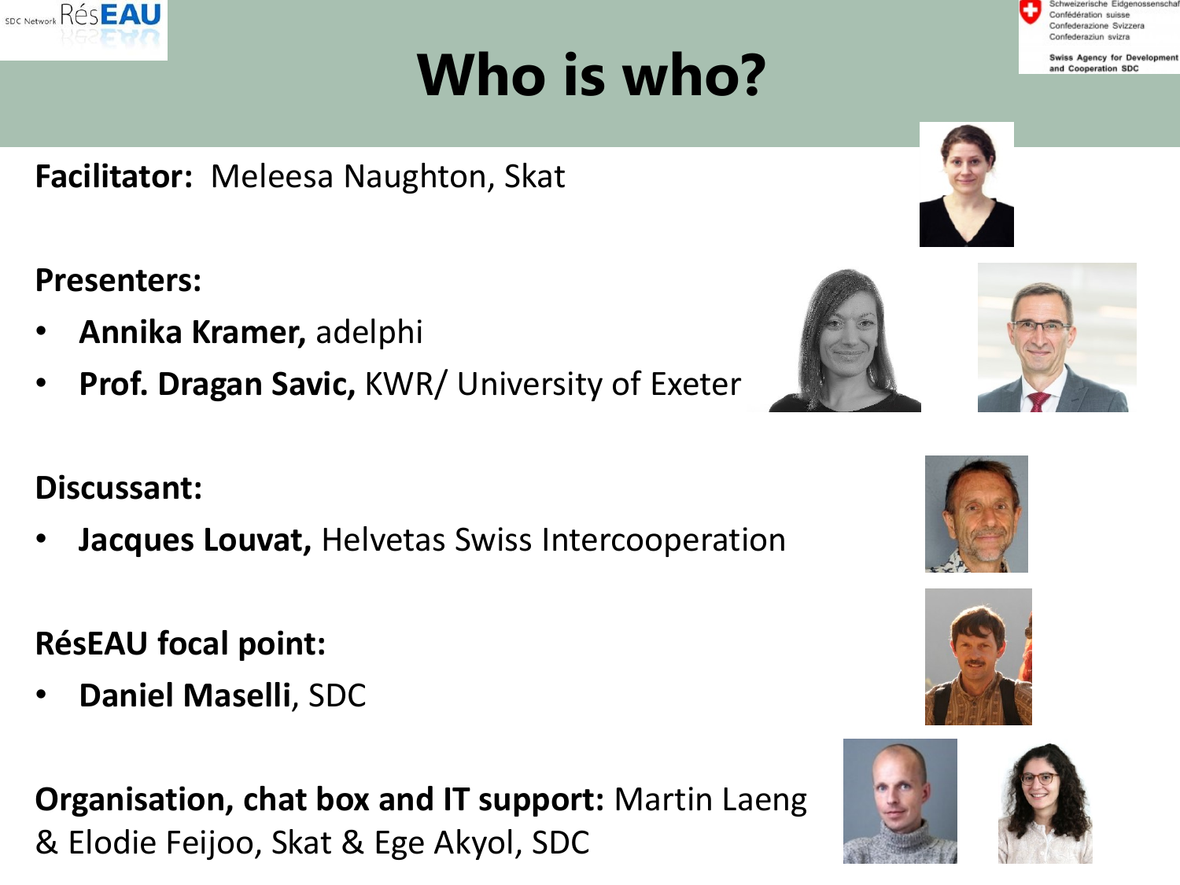# Who is who?

**Facilitator:** Meleesa Naughton, Skat

**Presenters:**

- **Annika Kramer,** adelphi
- **Prof. Dragan Savic,** KWR/ University of Exeter

**Discussant:**

- **Jacques Louvat,** Helvetas Swiss Intercooperation

**RésEAU focal point:**

- **Daniel Maselli**, SDC

**Organisation, chat box and IT support:** Martin Laeng & Elodie Feijoo, Skat & Ege Akyol, SDC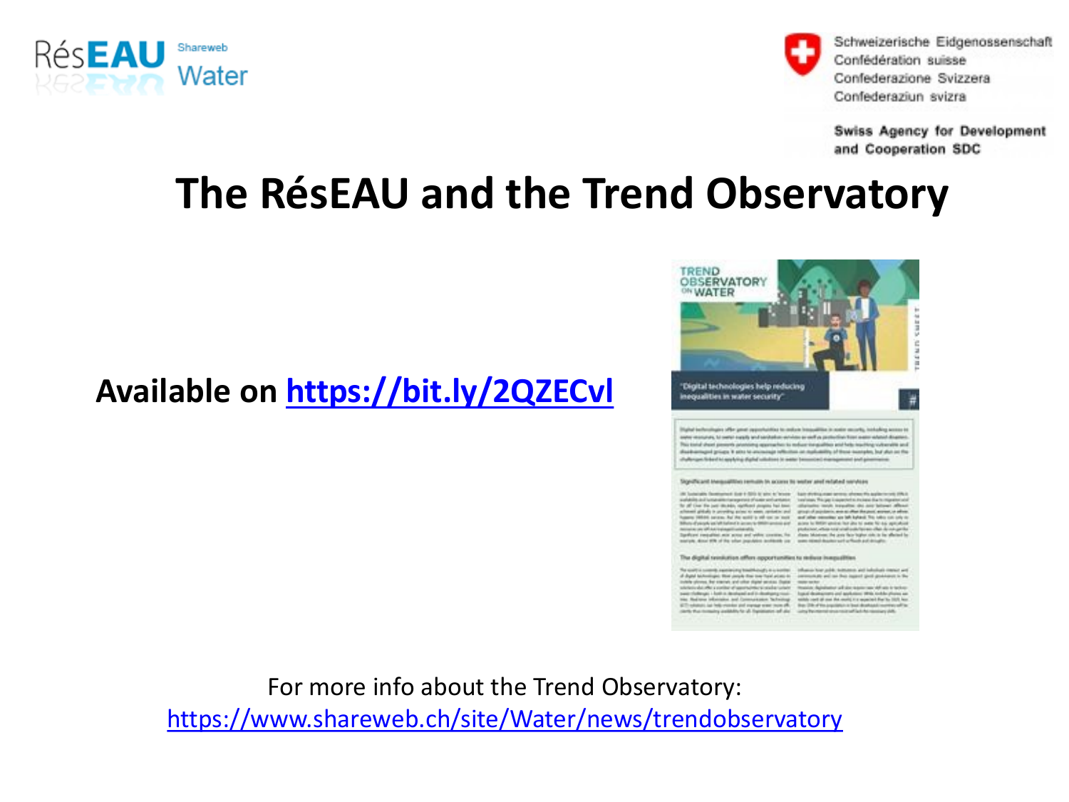# The RésEAU and the Trend Observatory

**Available on https://bit.ly/2QZECvl**

For more info about the Trend Observatory:
https://www.shareweb.ch/site/Water/news/trendobservatory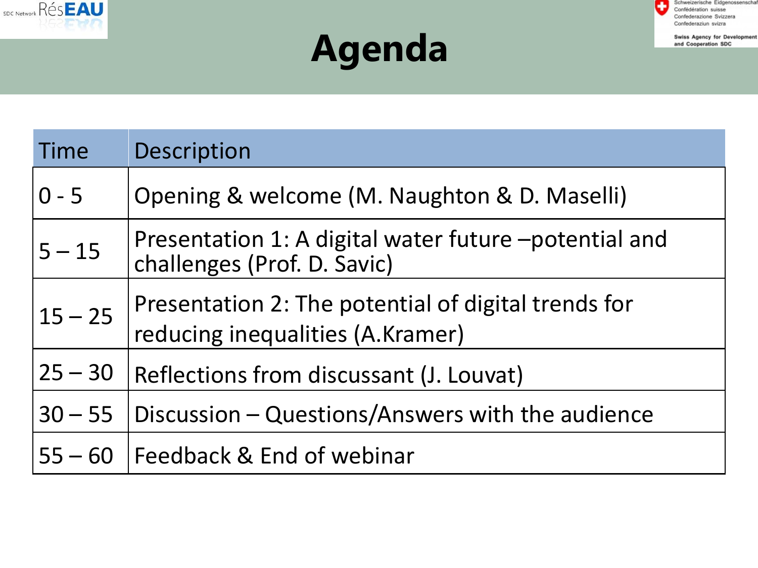# Agenda

| Time | Description |
|---|---|
| 0 - 5 | Opening & welcome (M. Naughton & D. Maselli) |
| 5 – 15 | Presentation 1: A digital water future –potential and challenges (Prof. D. Savic) |
| 15 – 25 | Presentation 2: The potential of digital trends for reducing inequalities (A.Kramer) |
| 25 – 30 | Reflections from discussant (J. Louvat) |
| 30 – 55 | Discussion – Questions/Answers with the audience |
| 55 – 60 | Feedback & End of webinar |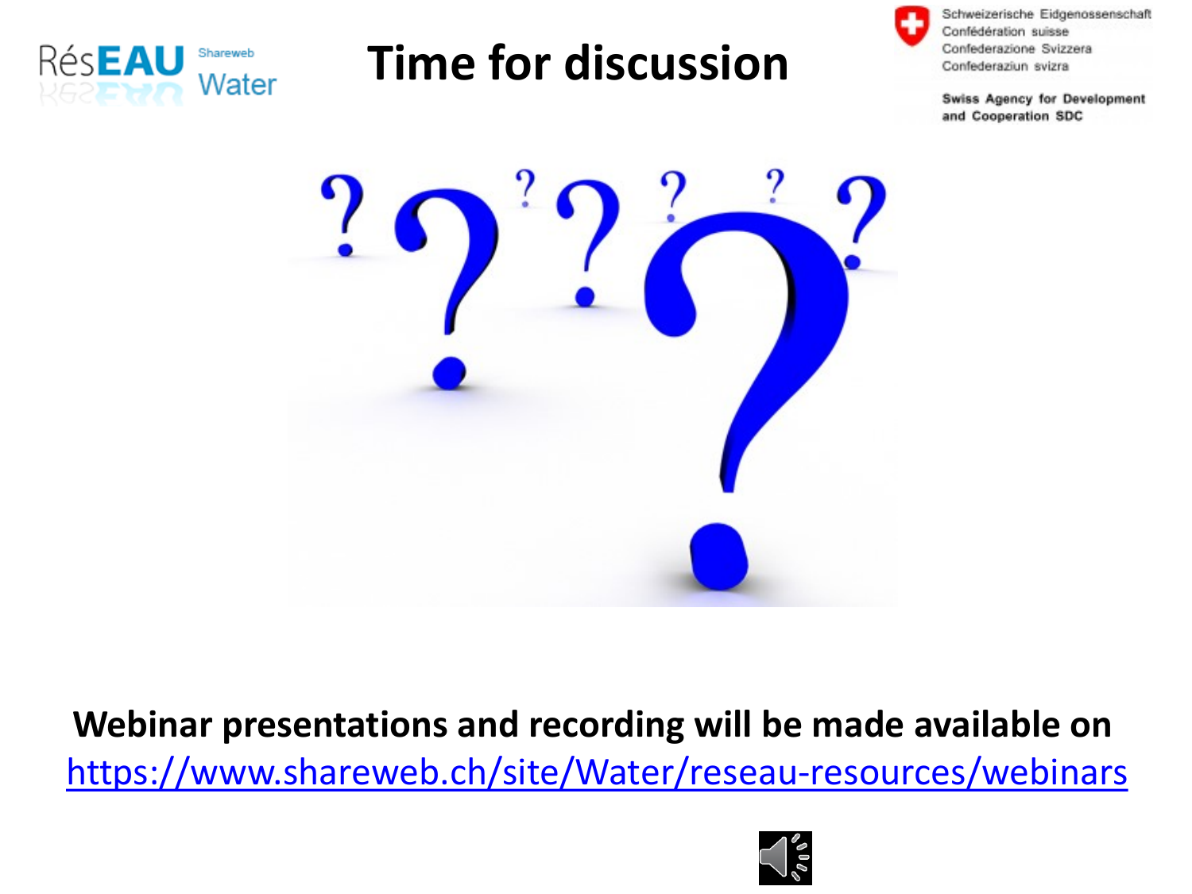# Time for discussion

**Webinar presentations and recording will be made available on**
https://www.shareweb.ch/site/Water/reseau-resources/webinars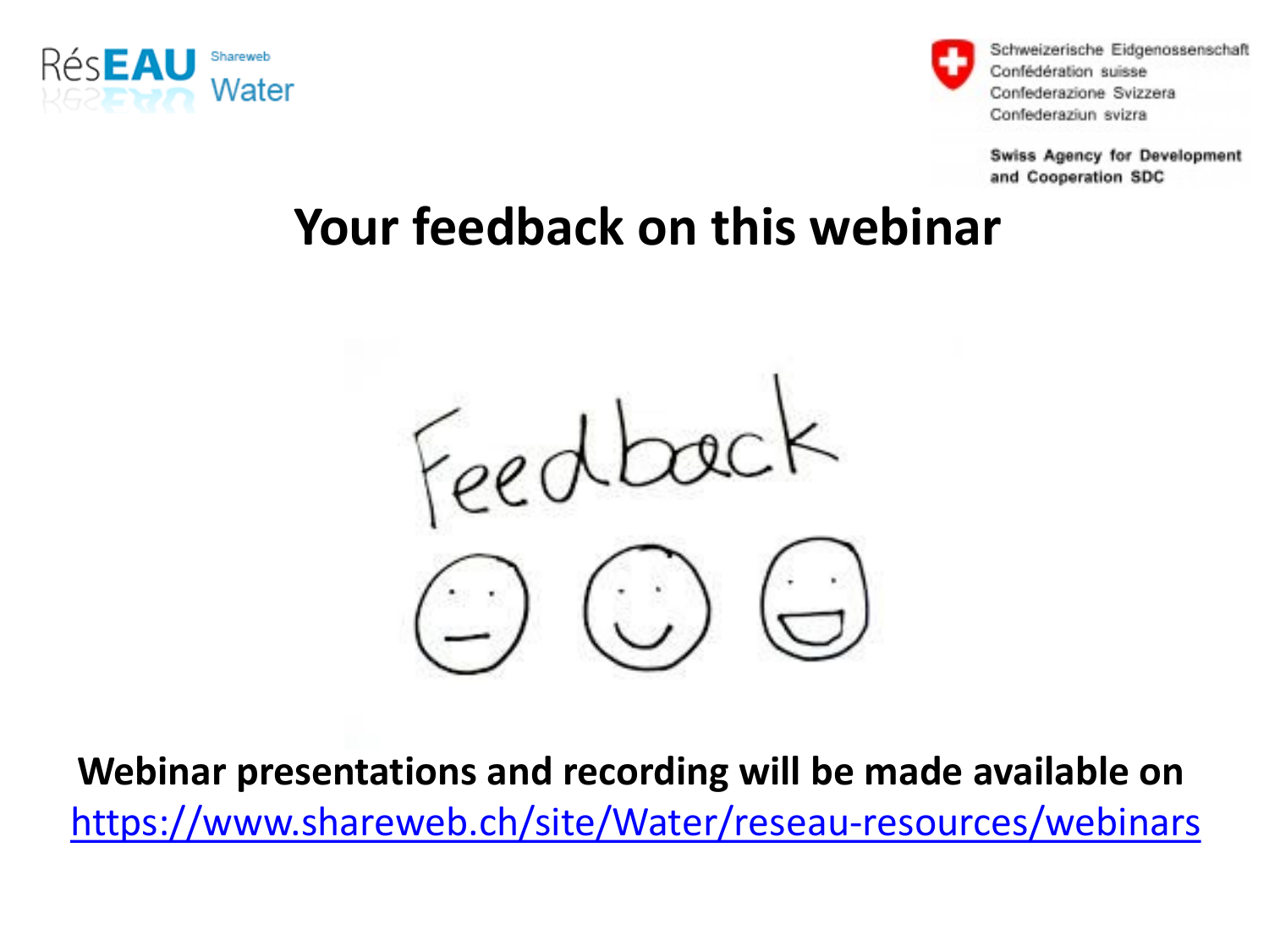RésEAU Shareweb Water

Schweizerische Eidgenossenschaft
Confédération suisse
Confederazione Svizzera
Confederaziun svizra

Swiss Agency for Development and Cooperation SDC

# Your feedback on this webinar

Feedback

**Webinar presentations and recording will be made available on**
https://www.shareweb.ch/site/Water/reseau-resources/webinars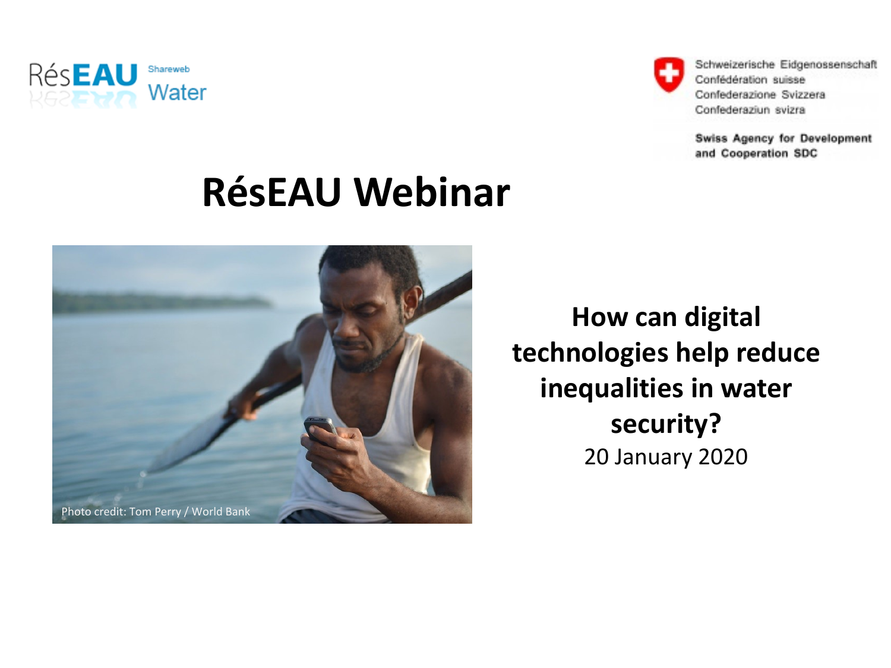RésEAU Shareweb Water

Schweizerische Eidgenossenschaft
Confédération suisse
Confederazione Svizzera
Confederaziun svizra

**Swiss Agency for Development and Cooperation SDC**

# RésEAU Webinar

Photo credit: Tom Perry / World Bank

**How can digital technologies help reduce inequalities in water security?**

20 January 2020